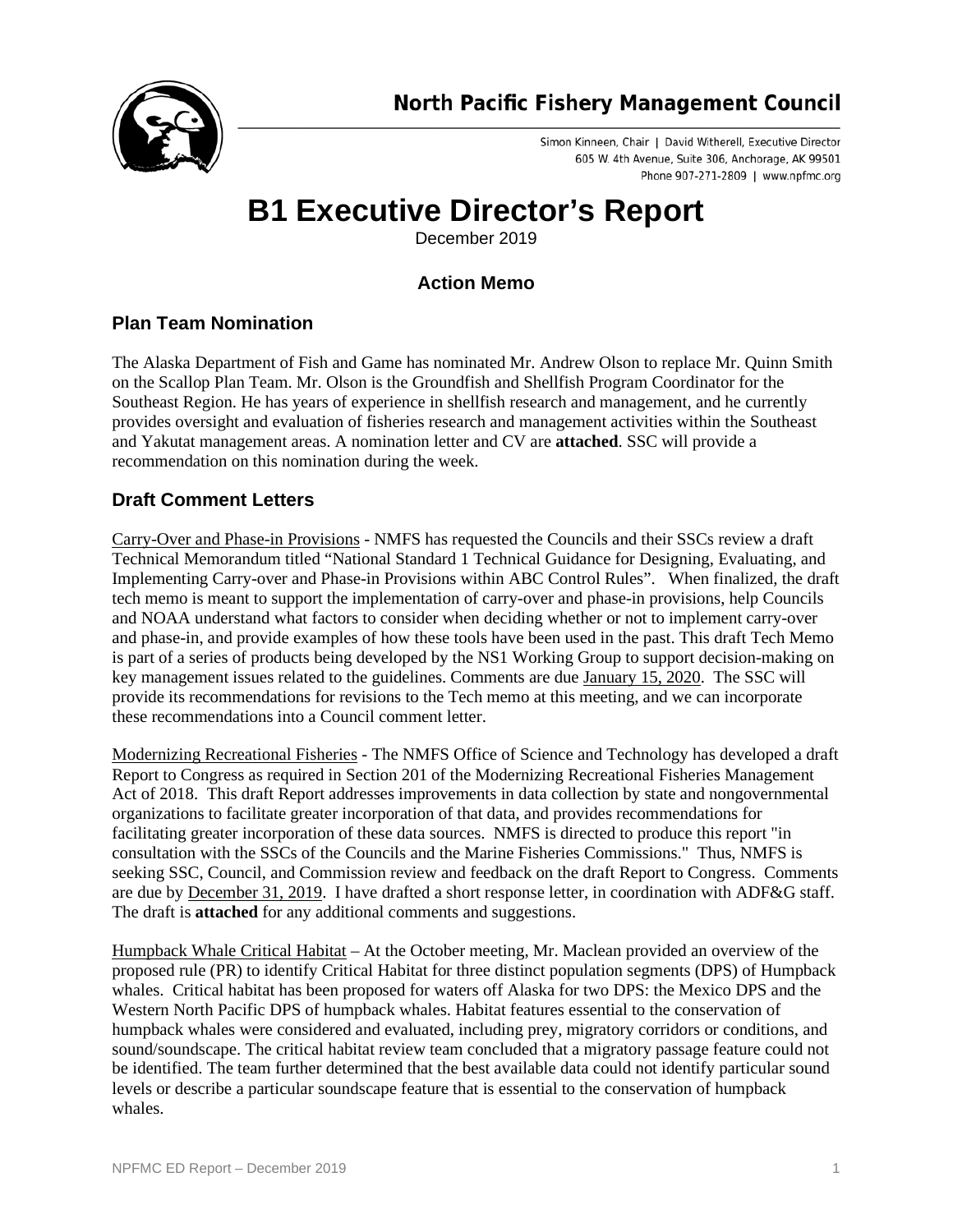North Pacific Fishery Management Council

Simon Kinneen, Chair | David Witherell, Executive Director
605 W. 4th Avenue, Suite 306, Anchorage, AK 99501
Phone 907-271-2809 | www.npfmc.org

# B1 Executive Director's Report

December 2019

### Action Memo

## Plan Team Nomination

The Alaska Department of Fish and Game has nominated Mr. Andrew Olson to replace Mr. Quinn Smith on the Scallop Plan Team. Mr. Olson is the Groundfish and Shellfish Program Coordinator for the Southeast Region. He has years of experience in shellfish research and management, and he currently provides oversight and evaluation of fisheries research and management activities within the Southeast and Yakutat management areas. A nomination letter and CV are **attached**. SSC will provide a recommendation on this nomination during the week.

## Draft Comment Letters

Carry-Over and Phase-in Provisions - NMFS has requested the Councils and their SSCs review a draft Technical Memorandum titled "National Standard 1 Technical Guidance for Designing, Evaluating, and Implementing Carry-over and Phase-in Provisions within ABC Control Rules". When finalized, the draft tech memo is meant to support the implementation of carry-over and phase-in provisions, help Councils and NOAA understand what factors to consider when deciding whether or not to implement carry-over and phase-in, and provide examples of how these tools have been used in the past. This draft Tech Memo is part of a series of products being developed by the NS1 Working Group to support decision-making on key management issues related to the guidelines. Comments are due January 15, 2020. The SSC will provide its recommendations for revisions to the Tech memo at this meeting, and we can incorporate these recommendations into a Council comment letter.

Modernizing Recreational Fisheries - The NMFS Office of Science and Technology has developed a draft Report to Congress as required in Section 201 of the Modernizing Recreational Fisheries Management Act of 2018. This draft Report addresses improvements in data collection by state and nongovernmental organizations to facilitate greater incorporation of that data, and provides recommendations for facilitating greater incorporation of these data sources. NMFS is directed to produce this report "in consultation with the SSCs of the Councils and the Marine Fisheries Commissions." Thus, NMFS is seeking SSC, Council, and Commission review and feedback on the draft Report to Congress. Comments are due by December 31, 2019. I have drafted a short response letter, in coordination with ADF&G staff. The draft is **attached** for any additional comments and suggestions.

Humpback Whale Critical Habitat – At the October meeting, Mr. Maclean provided an overview of the proposed rule (PR) to identify Critical Habitat for three distinct population segments (DPS) of Humpback whales. Critical habitat has been proposed for waters off Alaska for two DPS: the Mexico DPS and the Western North Pacific DPS of humpback whales. Habitat features essential to the conservation of humpback whales were considered and evaluated, including prey, migratory corridors or conditions, and sound/soundscape. The critical habitat review team concluded that a migratory passage feature could not be identified. The team further determined that the best available data could not identify particular sound levels or describe a particular soundscape feature that is essential to the conservation of humpback whales.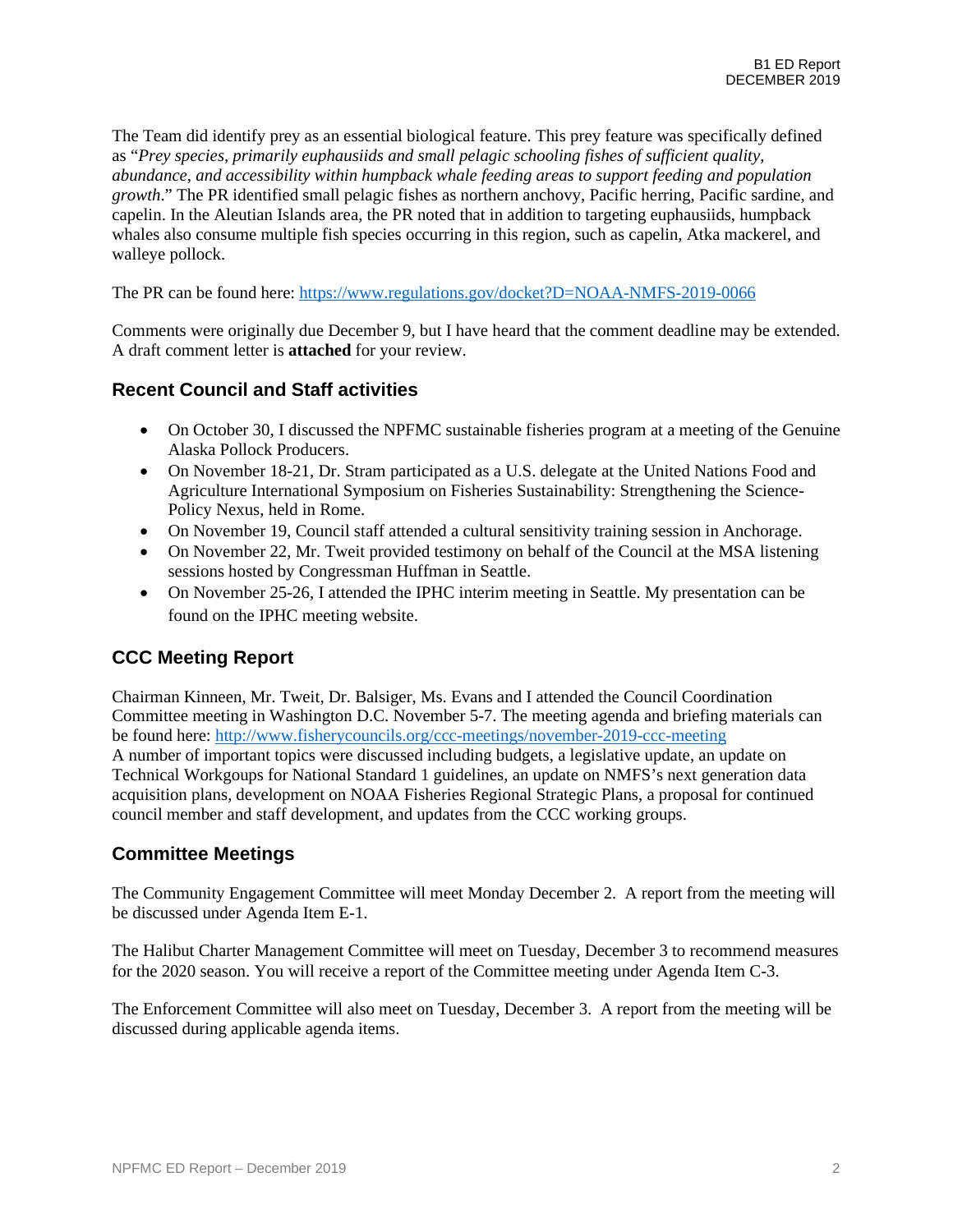The Team did identify prey as an essential biological feature. This prey feature was specifically defined as "*Prey species, primarily euphausiids and small pelagic schooling fishes of sufficient quality, abundance, and accessibility within humpback whale feeding areas to support feeding and population growth*." The PR identified small pelagic fishes as northern anchovy, Pacific herring, Pacific sardine, and capelin. In the Aleutian Islands area, the PR noted that in addition to targeting euphausiids, humpback whales also consume multiple fish species occurring in this region, such as capelin, Atka mackerel, and walleye pollock.

The PR can be found here: https://www.regulations.gov/docket?D=NOAA-NMFS-2019-0066

Comments were originally due December 9, but I have heard that the comment deadline may be extended. A draft comment letter is **attached** for your review.

## Recent Council and Staff activities

- On October 30, I discussed the NPFMC sustainable fisheries program at a meeting of the Genuine Alaska Pollock Producers.
- On November 18-21, Dr. Stram participated as a U.S. delegate at the United Nations Food and Agriculture International Symposium on Fisheries Sustainability: Strengthening the Science-Policy Nexus, held in Rome.
- On November 19, Council staff attended a cultural sensitivity training session in Anchorage.
- On November 22, Mr. Tweit provided testimony on behalf of the Council at the MSA listening sessions hosted by Congressman Huffman in Seattle.
- On November 25-26, I attended the IPHC interim meeting in Seattle. My presentation can be found on the IPHC meeting website.

## CCC Meeting Report

Chairman Kinneen, Mr. Tweit, Dr. Balsiger, Ms. Evans and I attended the Council Coordination Committee meeting in Washington D.C. November 5-7. The meeting agenda and briefing materials can be found here: http://www.fisherycouncils.org/ccc-meetings/november-2019-ccc-meeting
A number of important topics were discussed including budgets, a legislative update, an update on Technical Workgoups for National Standard 1 guidelines, an update on NMFS's next generation data acquisition plans, development on NOAA Fisheries Regional Strategic Plans, a proposal for continued council member and staff development, and updates from the CCC working groups.

## Committee Meetings

The Community Engagement Committee will meet Monday December 2. A report from the meeting will be discussed under Agenda Item E-1.

The Halibut Charter Management Committee will meet on Tuesday, December 3 to recommend measures for the 2020 season. You will receive a report of the Committee meeting under Agenda Item C-3.

The Enforcement Committee will also meet on Tuesday, December 3. A report from the meeting will be discussed during applicable agenda items.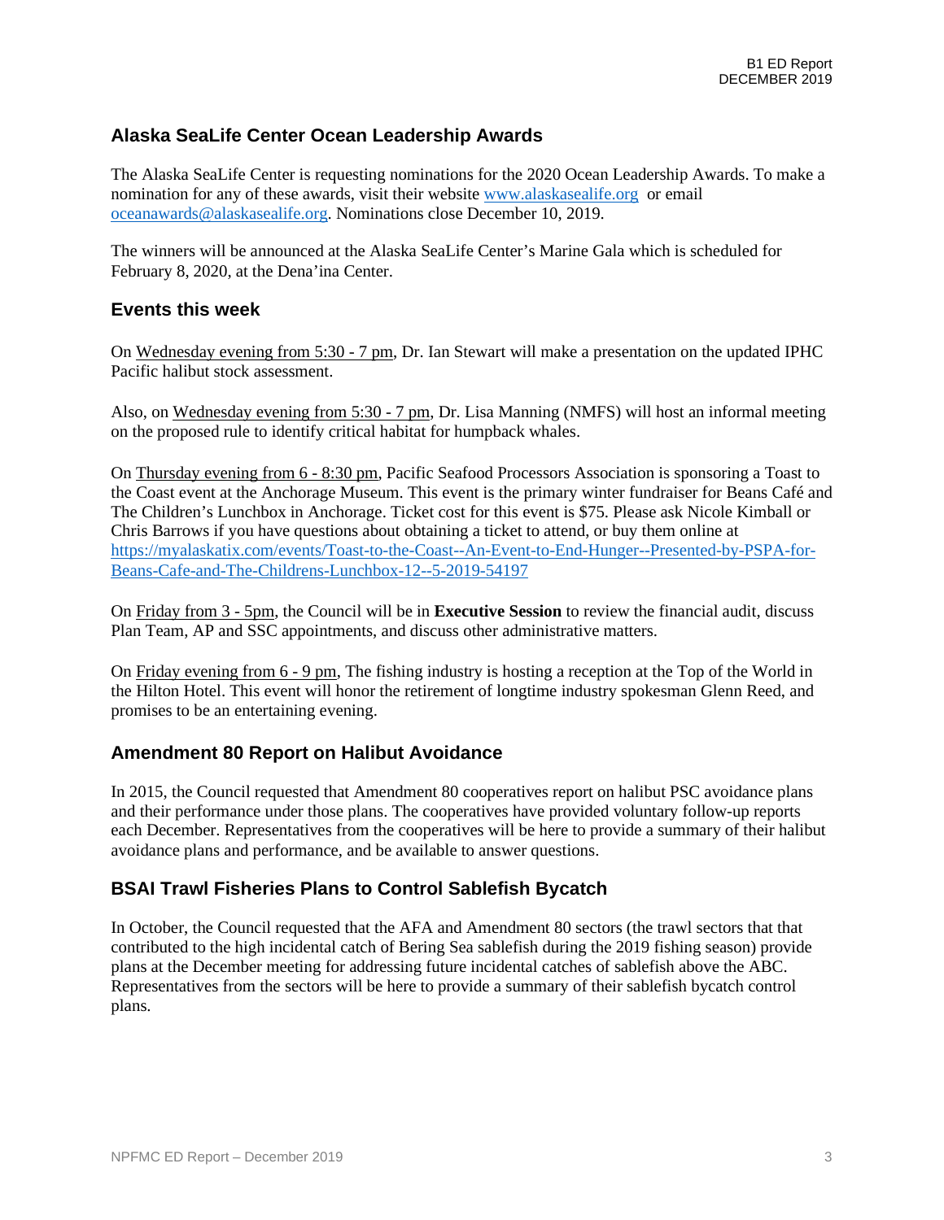## Alaska SeaLife Center Ocean Leadership Awards

The Alaska SeaLife Center is requesting nominations for the 2020 Ocean Leadership Awards. To make a nomination for any of these awards, visit their website [www.alaskasealife.org](http://www.alaskasealife.org) or email [oceanawards@alaskasealife.org](mailto:oceanawards@alaskasealife.org). Nominations close December 10, 2019.

The winners will be announced at the Alaska SeaLife Center's Marine Gala which is scheduled for February 8, 2020, at the Dena'ina Center.

## Events this week

On Wednesday evening from 5:30 - 7 pm, Dr. Ian Stewart will make a presentation on the updated IPHC Pacific halibut stock assessment.

Also, on Wednesday evening from 5:30 - 7 pm, Dr. Lisa Manning (NMFS) will host an informal meeting on the proposed rule to identify critical habitat for humpback whales.

On Thursday evening from 6 - 8:30 pm, Pacific Seafood Processors Association is sponsoring a Toast to the Coast event at the Anchorage Museum. This event is the primary winter fundraiser for Beans Café and The Children's Lunchbox in Anchorage. Ticket cost for this event is $75. Please ask Nicole Kimball or Chris Barrows if you have questions about obtaining a ticket to attend, or buy them online at [https://myalaskatix.com/events/Toast-to-the-Coast--An-Event-to-End-Hunger--Presented-by-PSPA-for-Beans-Cafe-and-The-Childrens-Lunchbox-12--5-2019-54197](https://myalaskatix.com/events/Toast-to-the-Coast--An-Event-to-End-Hunger--Presented-by-PSPA-for-Beans-Cafe-and-The-Childrens-Lunchbox-12--5-2019-54197)

On Friday from 3 - 5pm, the Council will be in **Executive Session** to review the financial audit, discuss Plan Team, AP and SSC appointments, and discuss other administrative matters.

On Friday evening from 6 - 9 pm, The fishing industry is hosting a reception at the Top of the World in the Hilton Hotel. This event will honor the retirement of longtime industry spokesman Glenn Reed, and promises to be an entertaining evening.

## Amendment 80 Report on Halibut Avoidance

In 2015, the Council requested that Amendment 80 cooperatives report on halibut PSC avoidance plans and their performance under those plans. The cooperatives have provided voluntary follow-up reports each December. Representatives from the cooperatives will be here to provide a summary of their halibut avoidance plans and performance, and be available to answer questions.

## BSAI Trawl Fisheries Plans to Control Sablefish Bycatch

In October, the Council requested that the AFA and Amendment 80 sectors (the trawl sectors that that contributed to the high incidental catch of Bering Sea sablefish during the 2019 fishing season) provide plans at the December meeting for addressing future incidental catches of sablefish above the ABC. Representatives from the sectors will be here to provide a summary of their sablefish bycatch control plans.